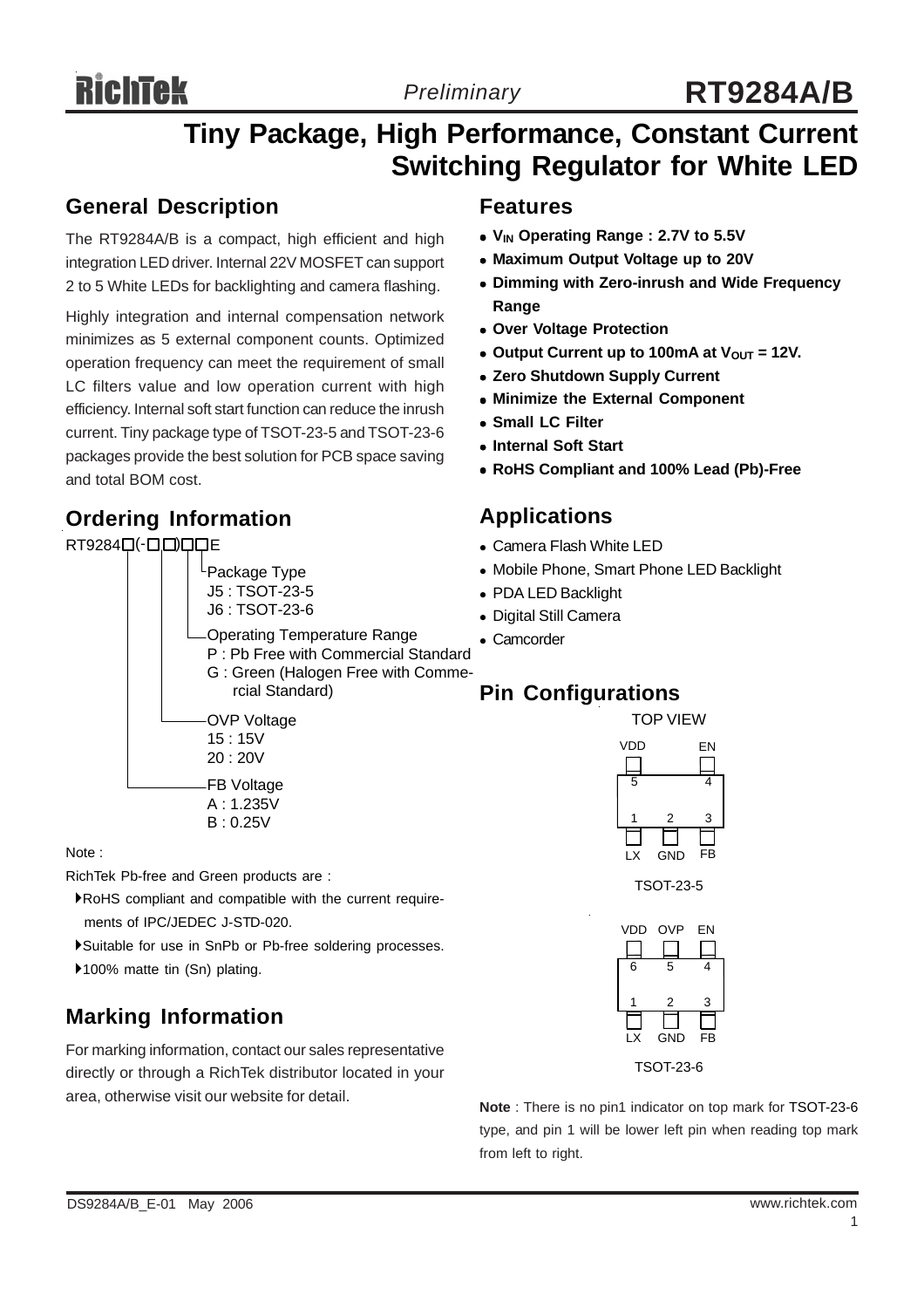# RT9284A/B

*Preliminary*

# Tiny Package, High Performance, Constant Current Switching Regulator for White LED

## General Description

The RT9284A/B is a compact, high efficient and high integration LED driver. Internal 22V MOSFET can support 2 to 5 White LEDs for backlighting and camera flashing.

Highly integration and internal compensation network minimizes as 5 external component counts. Optimized operation frequency can meet the requirement of small LC filters value and low operation current with high efficiency. Internal soft start function can reduce the inrush current. Tiny package type of TSOT-23-5 and TSOT-23-6 packages provide the best solution for PCB space saving and total BOM cost.

## Ordering Information

RT9284□(-□□)□□E

- Package Type
  - J5 : TSOT-23-5
  - J6 : TSOT-23-6
- Operating Temperature Range
  - P : Pb Free with Commercial Standard
  - G : Green (Halogen Free with Commercial Standard)
- OVP Voltage
  - 15 : 15V
  - 20 : 20V
- FB Voltage
  - A : 1.235V
  - B : 0.25V

Note :

RichTek Pb-free and Green products are :

- RoHS compliant and compatible with the current requirements of IPC/JEDEC J-STD-020.
- Suitable for use in SnPb or Pb-free soldering processes.
- 100% matte tin (Sn) plating.

## Marking Information

For marking information, contact our sales representative directly or through a RichTek distributor located in your area, otherwise visit our website for detail.

## Features

- **$V_{IN}$ Operating Range : 2.7V to 5.5V**
- **Maximum Output Voltage up to 20V**
- **Dimming with Zero-inrush and Wide Frequency Range**
- **Over Voltage Protection**
- **Output Current up to 100mA at $V_{OUT}$ = 12V.**
- **Zero Shutdown Supply Current**
- **Minimize the External Component**
- **Small LC Filter**
- **Internal Soft Start**
- **RoHS Compliant and 100% Lead (Pb)-Free**

## Applications

- Camera Flash White LED
- Mobile Phone, Smart Phone LED Backlight
- PDA LED Backlight
- Digital Still Camera
- Camcorder

## Pin Configurations

TOP VIEW

TSOT-23-5: 1 LX, 2 GND, 3 FB, 4 EN, 5 VDD

TSOT-23-6: 1 LX, 2 GND, 3 FB, 4 EN, 5 OVP, 6 VDD

**Note** : There is no pin1 indicator on top mark for TSOT-23-6 type, and pin 1 will be lower left pin when reading top mark from left to right.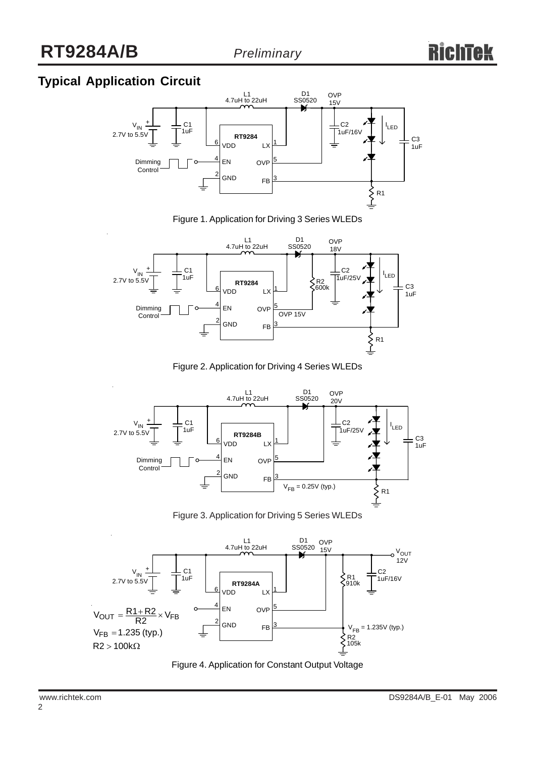## Typical Application Circuit

Figure 1. Application for Driving 3 Series WLEDs

Figure 2. Application for Driving 4 Series WLEDs

Figure 3. Application for Driving 5 Series WLEDs

$$V_{OUT} = \frac{R1 + R2}{R2} \times V_{FB}$$

$V_{FB} = 1.235$ (typ.)

$R2 > 100k\Omega$

Figure 4. Application for Constant Output Voltage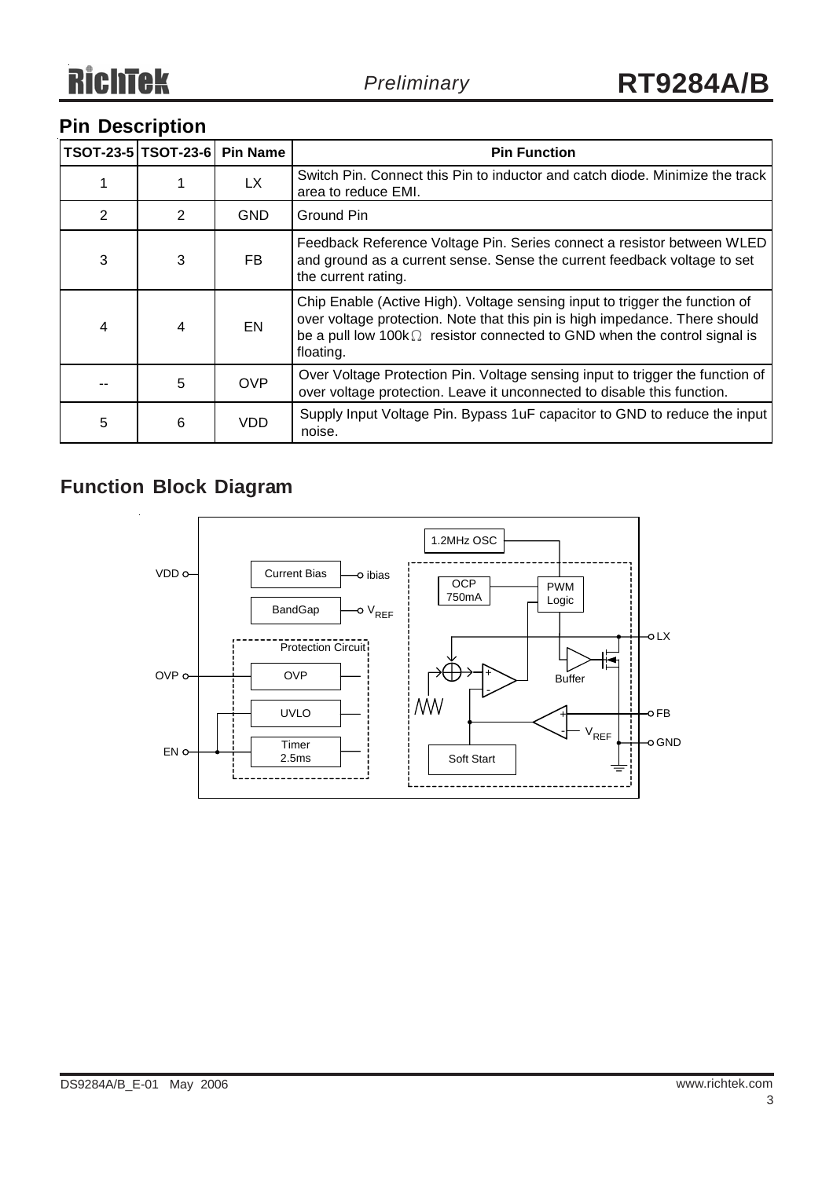## Pin Description

| TSOT-23-5 | TSOT-23-6 | Pin Name | Pin Function |
|---|---|---|---|
| 1 | 1 | LX | Switch Pin. Connect this Pin to inductor and catch diode. Minimize the track area to reduce EMI. |
| 2 | 2 | GND | Ground Pin |
| 3 | 3 | FB | Feedback Reference Voltage Pin. Series connect a resistor between WLED and ground as a current sense. Sense the current feedback voltage to set the current rating. |
| 4 | 4 | EN | Chip Enable (Active High). Voltage sensing input to trigger the function of over voltage protection. Note that this pin is high impedance. There should be a pull low 100kΩ resistor connected to GND when the control signal is floating. |
| -- | 5 | OVP | Over Voltage Protection Pin. Voltage sensing input to trigger the function of over voltage protection. Leave it unconnected to disable this function. |
| 5 | 6 | VDD | Supply Input Voltage Pin. Bypass 1uF capacitor to GND to reduce the input noise. |

## Function Block Diagram

VDD, OVP, EN, LX, FB, GND, Current Bias, ibias, BandGap, $V_{REF}$, Protection Circuit, OVP, UVLO, Timer 2.5ms, 1.2MHz OSC, OCP 750mA, PWM Logic, Buffer, Soft Start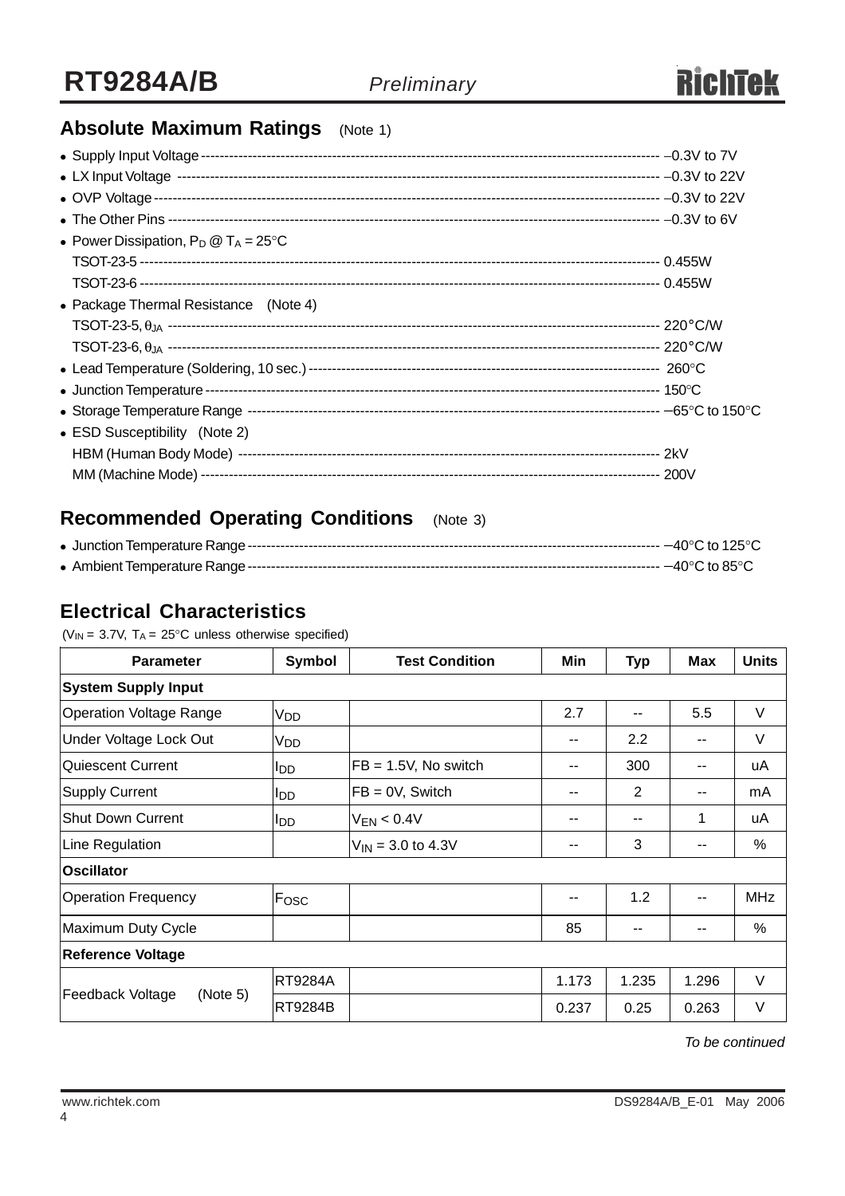## Absolute Maximum Ratings (Note 1)

- Supply Input Voltage ------------------------------------------------------------------------------------------ –0.3V to 7V
- LX Input Voltage ---------------------------------------------------------------------------------------------- –0.3V to 22V
- OVP Voltage --------------------------------------------------------------------------------------------------- –0.3V to 22V
- The Other Pins ------------------------------------------------------------------------------------------------ –0.3V to 6V
- Power Dissipation, $P_D$ @ $T_A$ = 25°C
  - TSOT-23-5 ----------------------------------------------------------------------------------------------- 0.455W
  - TSOT-23-6 ----------------------------------------------------------------------------------------------- 0.455W
- Package Thermal Resistance (Note 4)
  - TSOT-23-5, $\theta_{JA}$ ----------------------------------------------------------------------------------- 220°C/W
  - TSOT-23-6, $\theta_{JA}$ ----------------------------------------------------------------------------------- 220°C/W
- Lead Temperature (Soldering, 10 sec.) ------------------------------------------------------------------- 260°C
- Junction Temperature ------------------------------------------------------------------------------------- 150°C
- Storage Temperature Range ------------------------------------------------------------------------------ –65°C to 150°C
- ESD Susceptibility (Note 2)
  - HBM (Human Body Mode) ------------------------------------------------------------------------------ 2kV
  - MM (Machine Mode) ----------------------------------------------------------------------------------- 200V

## Recommended Operating Conditions (Note 3)

- Junction Temperature Range ------------------------------------------------------------------------------ –40°C to 125°C
- Ambient Temperature Range ------------------------------------------------------------------------------ –40°C to 85°C

## Electrical Characteristics

($V_{IN}$ = 3.7V, $T_A$ = 25°C unless otherwise specified)

| Parameter | Symbol | Test Condition | Min | Typ | Max | Units |
|---|---|---|---|---|---|---|
| **System Supply Input** | | | | | | |
| Operation Voltage Range | $V_{DD}$ | | 2.7 | -- | 5.5 | V |
| Under Voltage Lock Out | $V_{DD}$ | | -- | 2.2 | -- | V |
| Quiescent Current | $I_{DD}$ | FB = 1.5V, No switch | -- | 300 | -- | uA |
| Supply Current | $I_{DD}$ | FB = 0V, Switch | -- | 2 | -- | mA |
| Shut Down Current | $I_{DD}$ | $V_{EN}$ < 0.4V | -- | -- | 1 | uA |
| Line Regulation | | $V_{IN}$ = 3.0 to 4.3V | -- | 3 | -- | % |
| **Oscillator** | | | | | | |
| Operation Frequency | $F_{OSC}$ | | -- | 1.2 | -- | MHz |
| Maximum Duty Cycle | | | 85 | -- | -- | % |
| **Reference Voltage** | | | | | | |
| Feedback Voltage (Note 5) | RT9284A | | 1.173 | 1.235 | 1.296 | V |
| | RT9284B | | 0.237 | 0.25 | 0.263 | V |

*To be continued*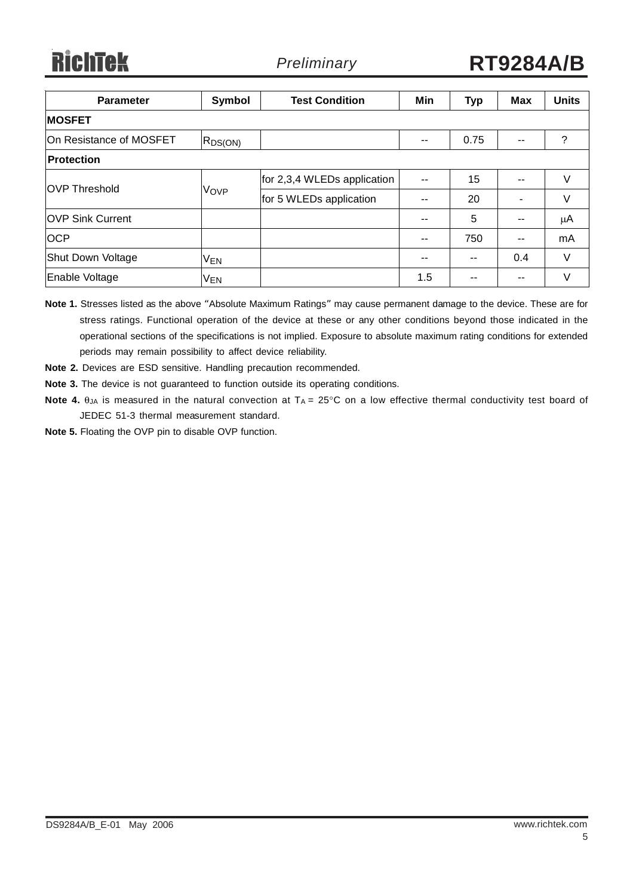| Parameter | Symbol | Test Condition | Min | Typ | Max | Units |
|---|---|---|---|---|---|---|
| **MOSFET** | | | | | | |
| On Resistance of MOSFET | $R_{DS(ON)}$ | | -- | 0.75 | -- | ? |
| **Protection** | | | | | | |
| OVP Threshold | $V_{OVP}$ | for 2,3,4 WLEDs application | -- | 15 | -- | V |
| | | for 5 WLEDs application | -- | 20 | - | V |
| OVP Sink Current | | | -- | 5 | -- | μA |
| OCP | | | -- | 750 | -- | mA |
| Shut Down Voltage | $V_{EN}$ | | -- | -- | 0.4 | V |
| Enable Voltage | $V_{EN}$ | | 1.5 | -- | -- | V |

**Note 1.** Stresses listed as the above "Absolute Maximum Ratings" may cause permanent damage to the device. These are for stress ratings. Functional operation of the device at these or any other conditions beyond those indicated in the operational sections of the specifications is not implied. Exposure to absolute maximum rating conditions for extended periods may remain possibility to affect device reliability.

**Note 2.** Devices are ESD sensitive. Handling precaution recommended.

**Note 3.** The device is not guaranteed to function outside its operating conditions.

**Note 4.** $\theta_{JA}$ is measured in the natural convection at $T_A = 25°C$ on a low effective thermal conductivity test board of JEDEC 51-3 thermal measurement standard.

**Note 5.** Floating the OVP pin to disable OVP function.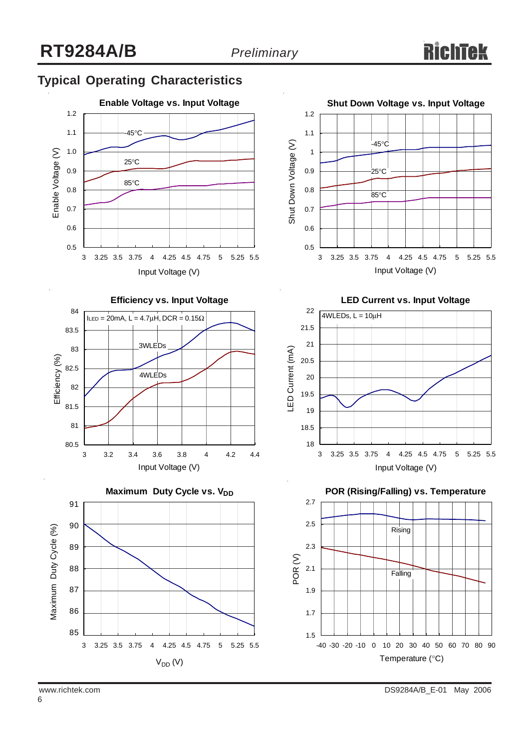## Typical Operating Characteristics

**Enable Voltage vs. Input Voltage**

Enable Voltage (V) vs. Input Voltage (V); curves: -45°C, 25°C, 85°C

**Shut Down Voltage vs. Input Voltage**

Shut Down Voltage (V) vs. Input Voltage (V); curves: -45°C, 25°C, 85°C

**Efficiency vs. Input Voltage**

$I_{LED}$ = 20mA, L = 4.7μH, DCR = 0.15Ω

Efficiency (%) vs. Input Voltage (V); curves: 3WLEDs, 4WLEDs

**LED Current vs. Input Voltage**

4WLEDs, L = 10μH

LED Current (mA) vs. Input Voltage (V)

**Maximum Duty Cycle vs. $V_{DD}$**

Maximum Duty Cycle (%) vs. $V_{DD}$ (V)

**POR (Rising/Falling) vs. Temperature**

POR (V) vs. Temperature (°C); curves: Rising, Falling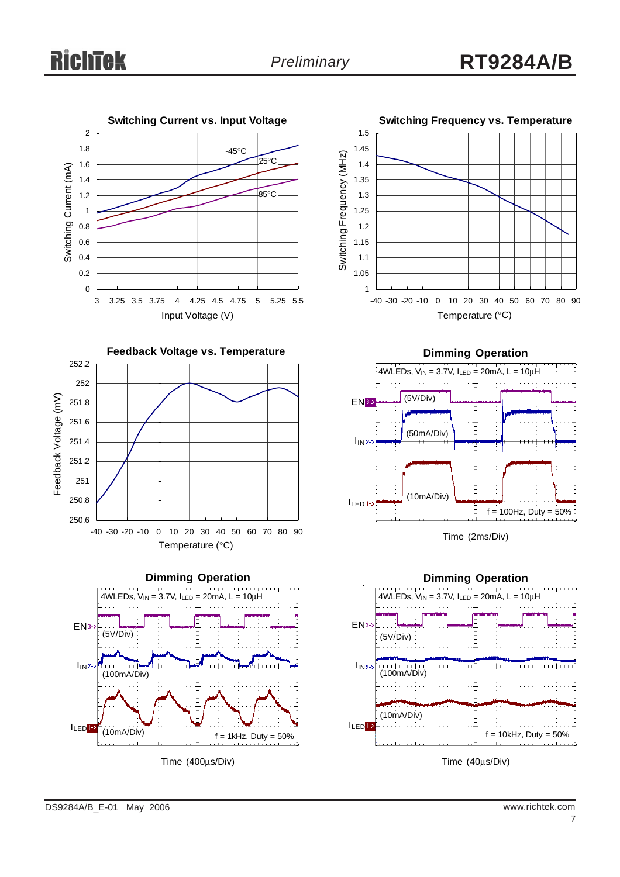**Switching Current vs. Input Voltage**

Switching Current (mA) vs. Input Voltage (V); curves: -45°C, 25°C, 85°C

**Switching Frequency vs. Temperature**

Switching Frequency (MHz) vs. Temperature (°C)

**Feedback Voltage vs. Temperature**

Feedback Voltage (mV) vs. Temperature (°C)

**Dimming Operation**

4WLEDs, $V_{IN}$ = 3.7V, $I_{LED}$ = 20mA, L = 10µH

EN (5V/Div), $I_{IN}$ (50mA/Div), $I_{LED}$ (10mA/Div), f = 100Hz, Duty = 50%

Time (2ms/Div)

**Dimming Operation**

4WLEDs, $V_{IN}$ = 3.7V, $I_{LED}$ = 20mA, L = 10µH

EN (5V/Div), $I_{IN}$ (100mA/Div), $I_{LED}$ (10mA/Div), f = 1kHz, Duty = 50%

Time (400µs/Div)

**Dimming Operation**

4WLEDs, $V_{IN}$ = 3.7V, $I_{LED}$ = 20mA, L = 10µH

EN (5V/Div), $I_{IN}$ (100mA/Div), $I_{LED}$ (10mA/Div), f = 10kHz, Duty = 50%

Time (40µs/Div)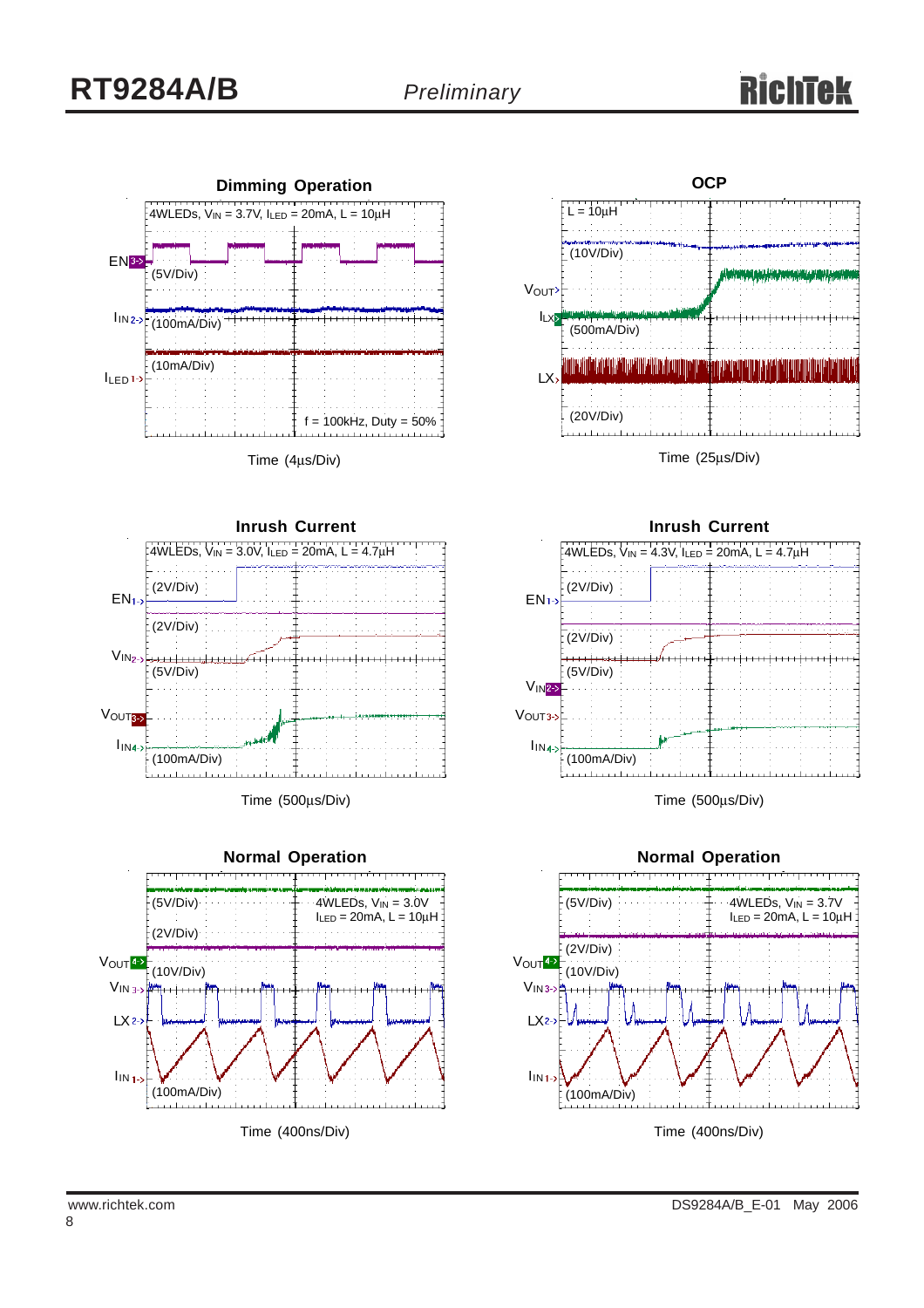**Dimming Operation**

4WLEDs, $V_{IN}$ = 3.7V, $I_{LED}$ = 20mA, L = 10μH

EN (5V/Div)

$I_{IN}$ (100mA/Div)

$I_{LED}$ (10mA/Div)

f = 100kHz, Duty = 50%

Time (4μs/Div)

**OCP**

L = 10μH

$V_{OUT}$ (10V/Div)

$I_{LX}$ (500mA/Div)

LX (20V/Div)

Time (25μs/Div)

**Inrush Current**

4WLEDs, $V_{IN}$ = 3.0V, $I_{LED}$ = 20mA, L = 4.7μH

EN (2V/Div)

$V_{IN}$ (2V/Div)

$V_{OUT}$ (5V/Div)

$I_{IN}$ (100mA/Div)

Time (500μs/Div)

**Inrush Current**

4WLEDs, $V_{IN}$ = 4.3V, $I_{LED}$ = 20mA, L = 4.7μH

EN (2V/Div)

$V_{IN}$ (2V/Div)

$V_{OUT}$ (5V/Div)

$I_{IN}$ (100mA/Div)

Time (500μs/Div)

**Normal Operation**

4WLEDs, $V_{IN}$ = 3.0V, $I_{LED}$ = 20mA, L = 10μH

$V_{OUT}$ (5V/Div)

$V_{IN}$ (2V/Div)

LX (10V/Div)

$I_{IN}$ (100mA/Div)

Time (400ns/Div)

**Normal Operation**

4WLEDs, $V_{IN}$ = 3.7V, $I_{LED}$ = 20mA, L = 10μH

$V_{OUT}$ (5V/Div)

$V_{IN}$ (2V/Div)

LX (10V/Div)

$I_{IN}$ (100mA/Div)

Time (400ns/Div)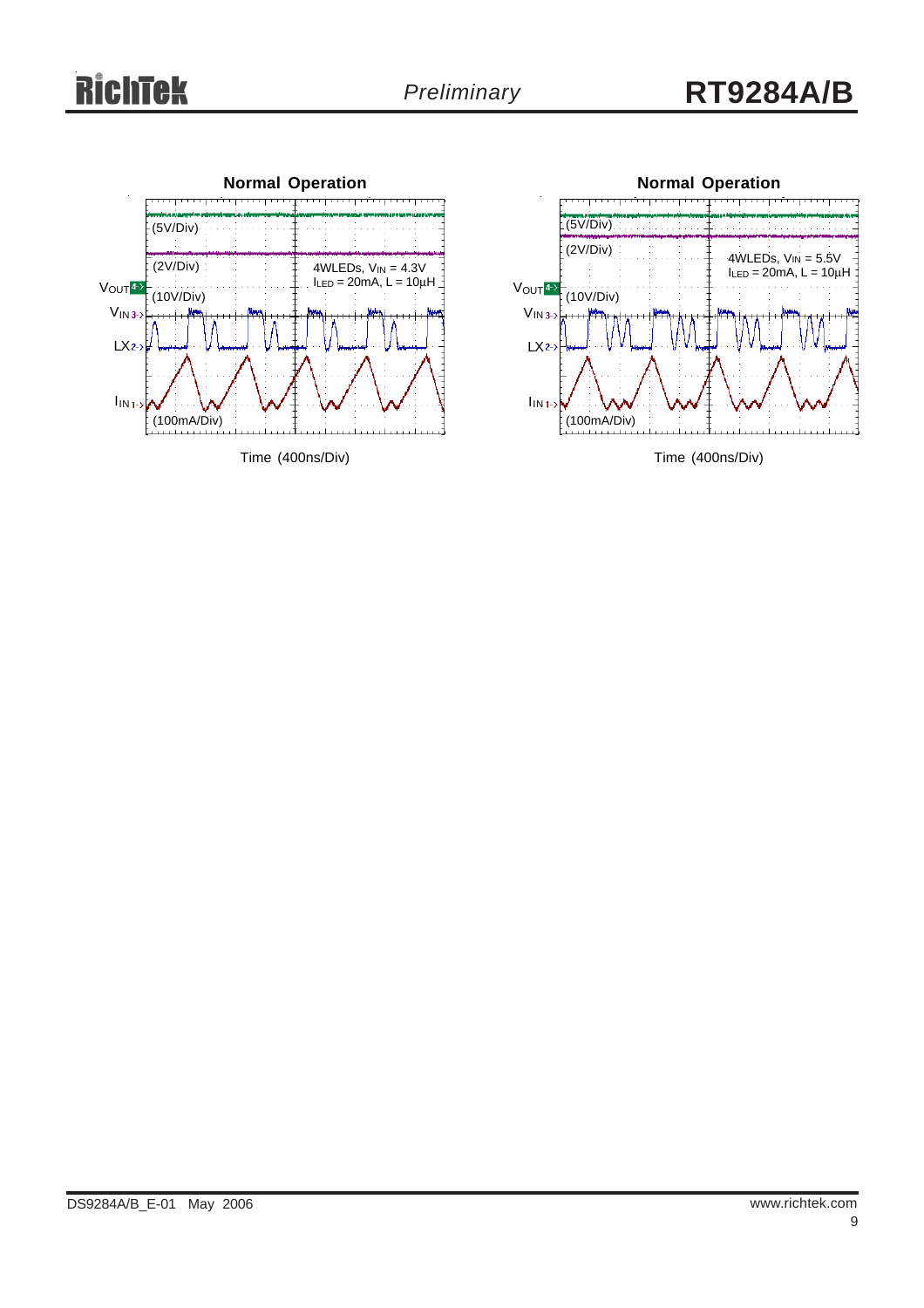## Normal Operation

$V_{OUT}$ (5V/Div)

$V_{IN}$ (2V/Div)

LX (10V/Div)

$I_{IN}$ (100mA/Div)

4WLEDs, $V_{IN}$ = 4.3V
$I_{LED}$ = 20mA, L = 10μH

Time (400ns/Div)

## Normal Operation

$V_{OUT}$ (5V/Div)

$V_{IN}$ (2V/Div)

LX (10V/Div)

$I_{IN}$ (100mA/Div)

4WLEDs, $V_{IN}$ = 5.5V
$I_{LED}$ = 20mA, L = 10μH

Time (400ns/Div)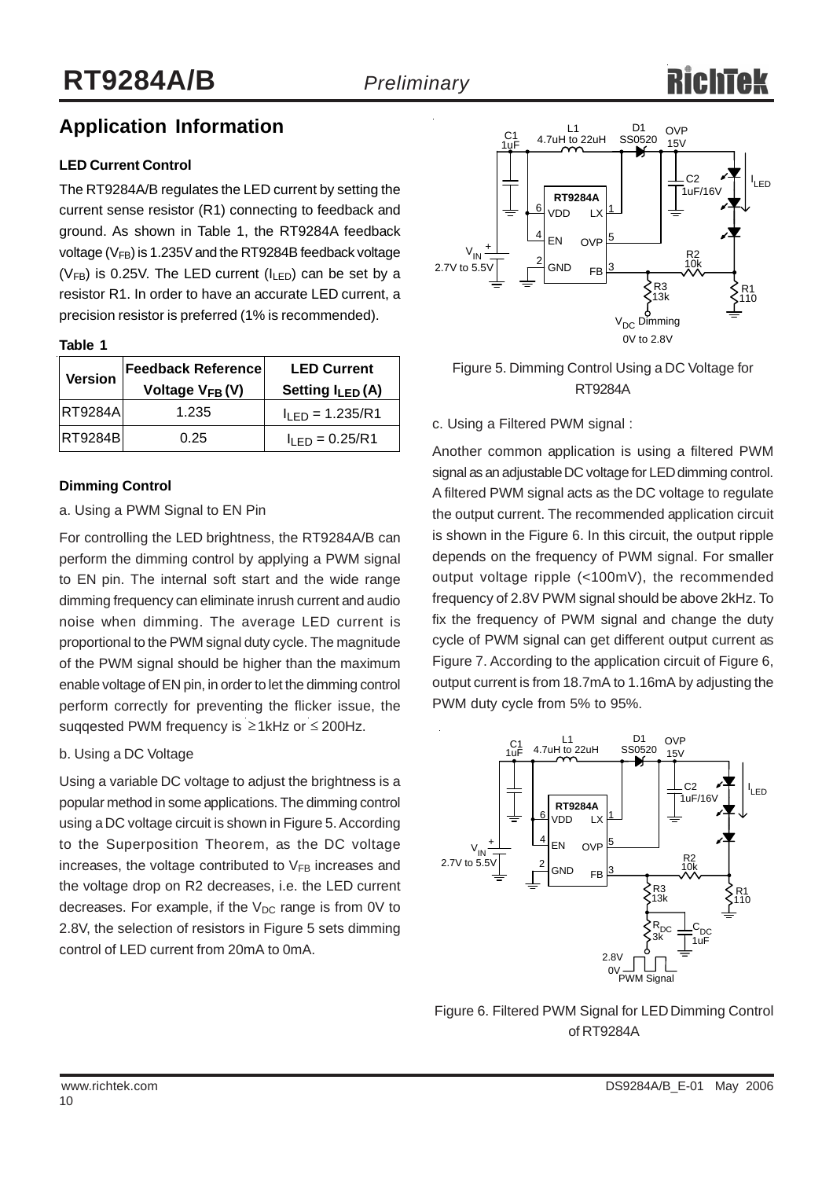## Application Information

### LED Current Control

The RT9284A/B regulates the LED current by setting the current sense resistor (R1) connecting to feedback and ground. As shown in Table 1, the RT9284A feedback voltage ($V_{FB}$) is 1.235V and the RT9284B feedback voltage ($V_{FB}$) is 0.25V. The LED current ($I_{LED}$) can be set by a resistor R1. In order to have an accurate LED current, a precision resistor is preferred (1% is recommended).

**Table 1**

| Version | Feedback Reference Voltage $V_{FB}$ (V) | LED Current Setting $I_{LED}$ (A) |
|---|---|---|
| RT9284A | 1.235 | $I_{LED}$ = 1.235/R1 |
| RT9284B | 0.25 | $I_{LED}$ = 0.25/R1 |

### Dimming Control

a. Using a PWM Signal to EN Pin

For controlling the LED brightness, the RT9284A/B can perform the dimming control by applying a PWM signal to EN pin. The internal soft start and the wide range dimming frequency can eliminate inrush current and audio noise when dimming. The average LED current is proportional to the PWM signal duty cycle. The magnitude of the PWM signal should be higher than the maximum enable voltage of EN pin, in order to let the dimming control perform correctly for preventing the flicker issue, the suqqested PWM frequency is ≥1kHz or ≤ 200Hz.

b. Using a DC Voltage

Using a variable DC voltage to adjust the brightness is a popular method in some applications. The dimming control using a DC voltage circuit is shown in Figure 5. According to the Superposition Theorem, as the DC voltage increases, the voltage contributed to $V_{FB}$ increases and the voltage drop on R2 decreases, i.e. the LED current decreases. For example, if the $V_{DC}$ range is from 0V to 2.8V, the selection of resistors in Figure 5 sets dimming control of LED current from 20mA to 0mA.

Figure 5. Dimming Control Using a DC Voltage for RT9284A

c. Using a Filtered PWM signal :

Another common application is using a filtered PWM signal as an adjustable DC voltage for LED dimming control. A filtered PWM signal acts as the DC voltage to regulate the output current. The recommended application circuit is shown in the Figure 6. In this circuit, the output ripple depends on the frequency of PWM signal. For smaller output voltage ripple (<100mV), the recommended frequency of 2.8V PWM signal should be above 2kHz. To fix the frequency of PWM signal and change the duty cycle of PWM signal can get different output current as Figure 7. According to the application circuit of Figure 6, output current is from 18.7mA to 1.16mA by adjusting the PWM duty cycle from 5% to 95%.

Figure 6. Filtered PWM Signal for LED Dimming Control of RT9284A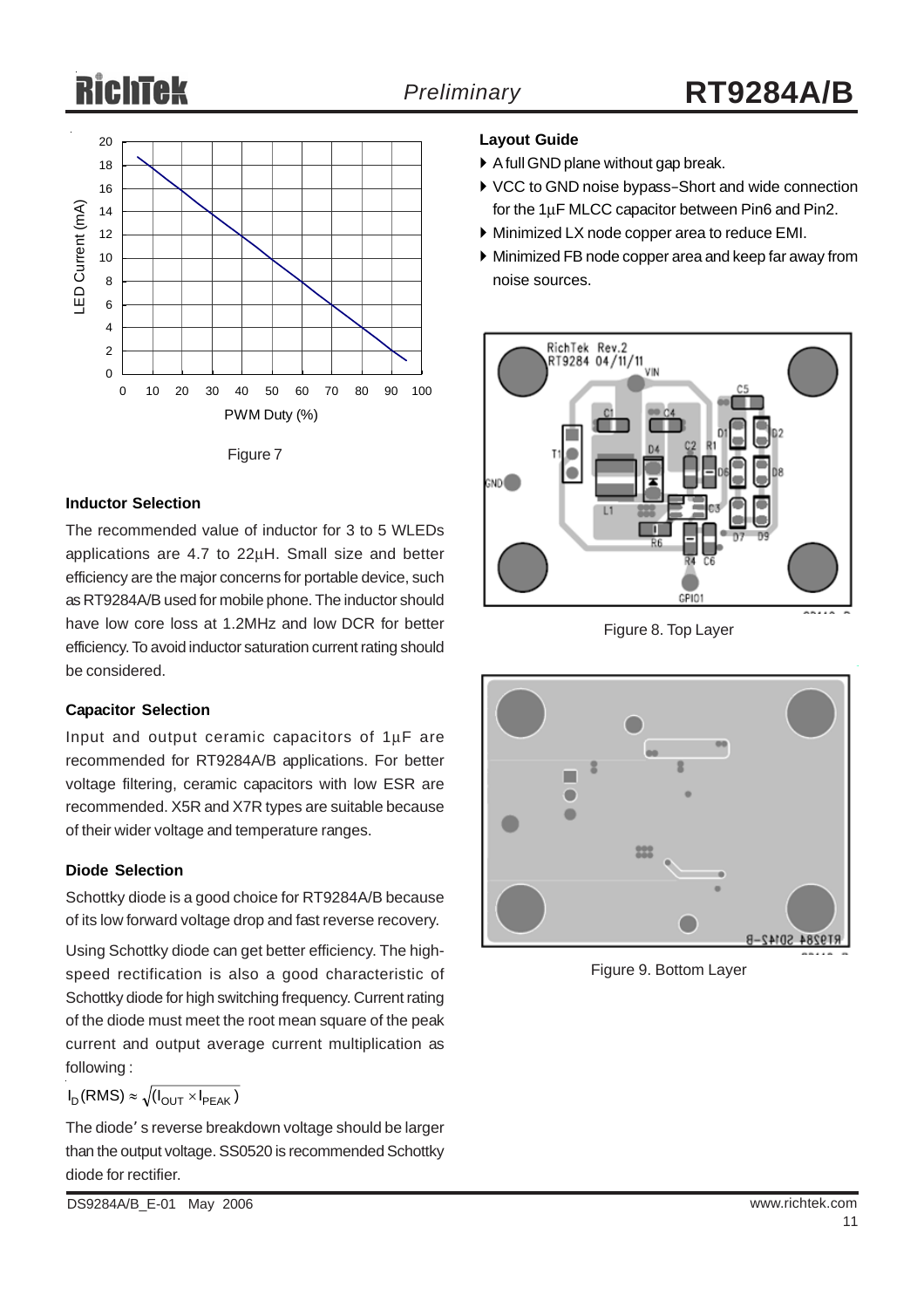Figure 7

### Inductor Selection

The recommended value of inductor for 3 to 5 WLEDs applications are 4.7 to 22μH. Small size and better efficiency are the major concerns for portable device, such as RT9284A/B used for mobile phone. The inductor should have low core loss at 1.2MHz and low DCR for better efficiency. To avoid inductor saturation current rating should be considered.

### Capacitor Selection

Input and output ceramic capacitors of 1μF are recommended for RT9284A/B applications. For better voltage filtering, ceramic capacitors with low ESR are recommended. X5R and X7R types are suitable because of their wider voltage and temperature ranges.

### Diode Selection

Schottky diode is a good choice for RT9284A/B because of its low forward voltage drop and fast reverse recovery.

Using Schottky diode can get better efficiency. The high-speed rectification is also a good characteristic of Schottky diode for high switching frequency. Current rating of the diode must meet the root mean square of the peak current and output average current multiplication as following :

$$I_D(RMS) \approx \sqrt{(I_{OUT} \times I_{PEAK})}$$

The diode's reverse breakdown voltage should be larger than the output voltage. SS0520 is recommended Schottky diode for rectifier.

### Layout Guide

- A full GND plane without gap break.
- VCC to GND noise bypass−Short and wide connection for the 1μF MLCC capacitor between Pin6 and Pin2.
- Minimized LX node copper area to reduce EMI.
- Minimized FB node copper area and keep far away from noise sources.

Figure 8. Top Layer

Figure 9. Bottom Layer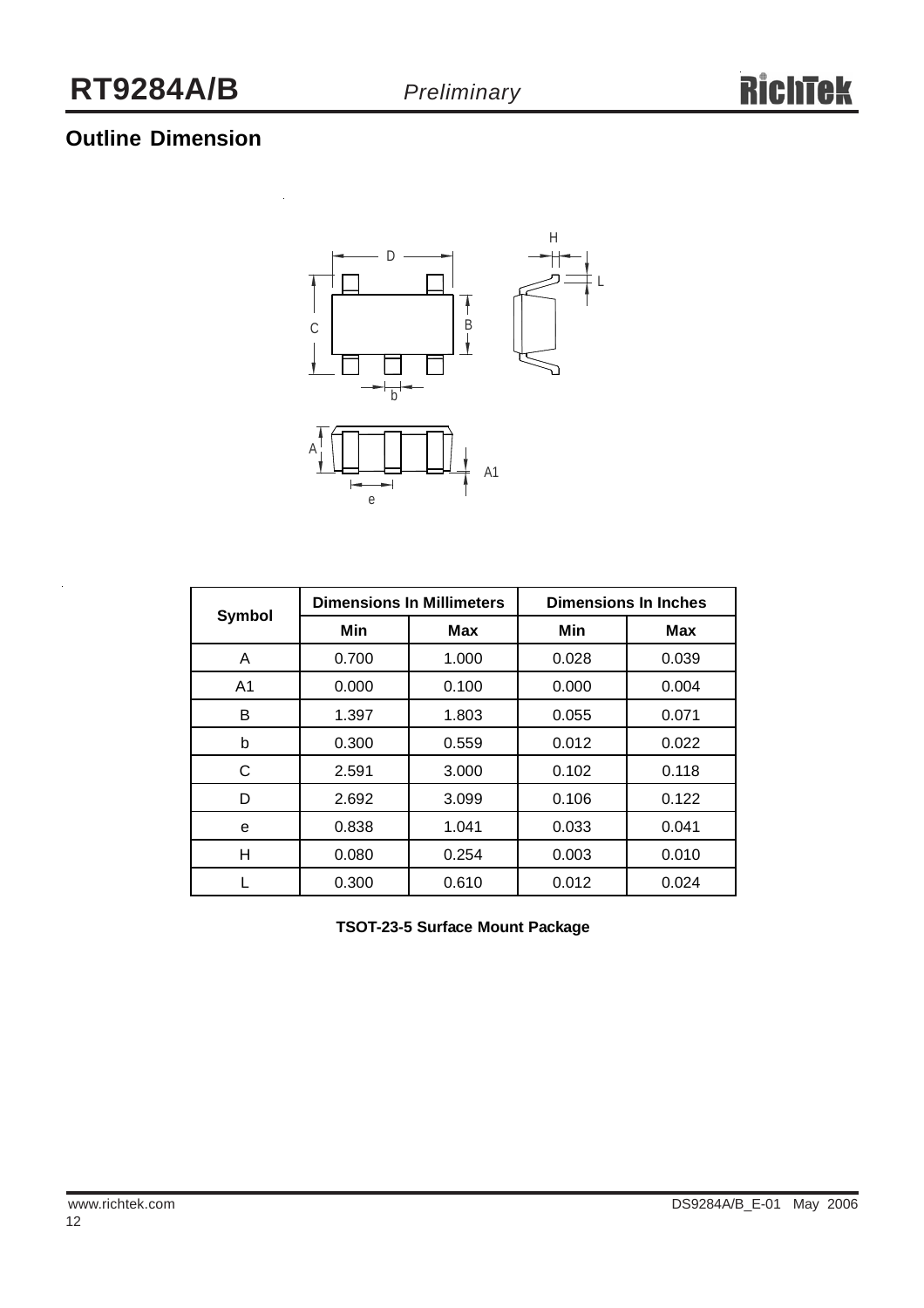## Outline Dimension

| Symbol | Dimensions In Millimeters | | Dimensions In Inches | |
|---|---|---|---|---|
| | Min | Max | Min | Max |
| A | 0.700 | 1.000 | 0.028 | 0.039 |
| A1 | 0.000 | 0.100 | 0.000 | 0.004 |
| B | 1.397 | 1.803 | 0.055 | 0.071 |
| b | 0.300 | 0.559 | 0.012 | 0.022 |
| C | 2.591 | 3.000 | 0.102 | 0.118 |
| D | 2.692 | 3.099 | 0.106 | 0.122 |
| e | 0.838 | 1.041 | 0.033 | 0.041 |
| H | 0.080 | 0.254 | 0.003 | 0.010 |
| L | 0.300 | 0.610 | 0.012 | 0.024 |

**TSOT-23-5 Surface Mount Package**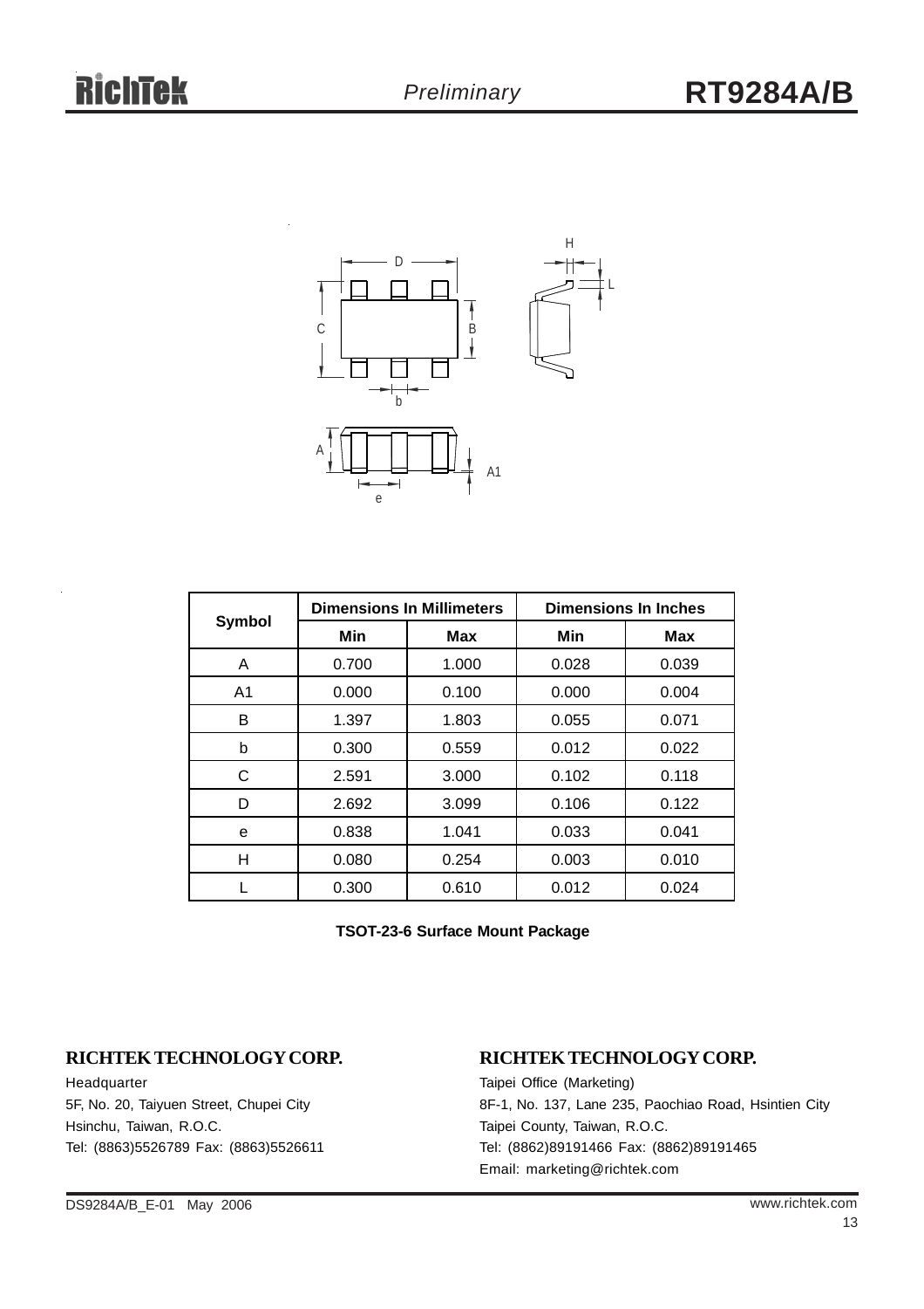H

D

L

C

B

b

A

A1

e

| Symbol | Dimensions In Millimeters | | Dimensions In Inches | |
|---|---|---|---|---|
| | Min | Max | Min | Max |
| A | 0.700 | 1.000 | 0.028 | 0.039 |
| A1 | 0.000 | 0.100 | 0.000 | 0.004 |
| B | 1.397 | 1.803 | 0.055 | 0.071 |
| b | 0.300 | 0.559 | 0.012 | 0.022 |
| C | 2.591 | 3.000 | 0.102 | 0.118 |
| D | 2.692 | 3.099 | 0.106 | 0.122 |
| e | 0.838 | 1.041 | 0.033 | 0.041 |
| H | 0.080 | 0.254 | 0.003 | 0.010 |
| L | 0.300 | 0.610 | 0.012 | 0.024 |

**TSOT-23-6 Surface Mount Package**

**RICHTEK TECHNOLOGY CORP.**

Headquarter
5F, No. 20, Taiyuen Street, Chupei City
Hsinchu, Taiwan, R.O.C.
Tel: (8863)5526789 Fax: (8863)5526611

**RICHTEK TECHNOLOGY CORP.**

Taipei Office (Marketing)
8F-1, No. 137, Lane 235, Paochiao Road, Hsintien City
Taipei County, Taiwan, R.O.C.
Tel: (8862)89191466 Fax: (8862)89191465
Email: marketing@richtek.com